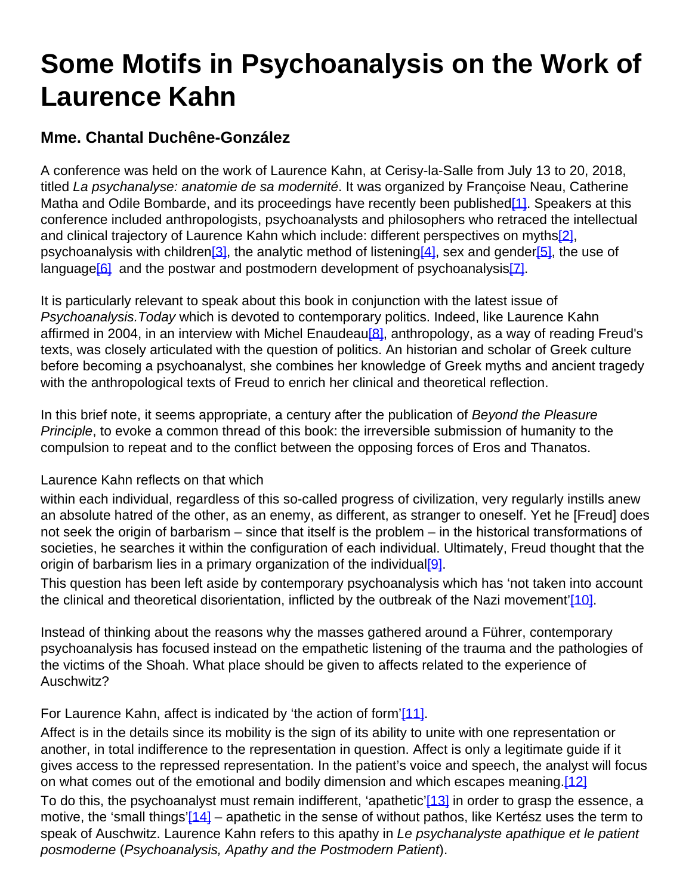# Some Motifs in Psychoanalysis on the Work of Laurence Kahn

## Mme. Chantal Duchêne-González

A conference was held on the work of Laurence Kahn, at Cerisy-la-Salle from July 13 to 20, 2018, titled *La psychanalyse: anatomie de sa modernité*. It was organized by Françoise Neau, Catherine Matha and Odile Bombarde, and its proceedings have recently been published[1]. Speakers at this conference included anthropologists, psychoanalysts and philosophers who retraced the intellectual and clinical trajectory of Laurence Kahn which include: different perspectives on myths[2], psychoanalysis with children[3], the analytic method of listening[4], sex and gender[5], the use of language[6] and the postwar and postmodern development of psychoanalysis[7].

It is particularly relevant to speak about this book in conjunction with the latest issue of *Psychoanalysis.Today* which is devoted to contemporary politics. Indeed, like Laurence Kahn affirmed in 2004, in an interview with Michel Enaudeau[8], anthropology, as a way of reading Freud's texts, was closely articulated with the question of politics. An historian and scholar of Greek culture before becoming a psychoanalyst, she combines her knowledge of Greek myths and ancient tragedy with the anthropological texts of Freud to enrich her clinical and theoretical reflection.

In this brief note, it seems appropriate, a century after the publication of *Beyond the Pleasure Principle*, to evoke a common thread of this book: the irreversible submission of humanity to the compulsion to repeat and to the conflict between the opposing forces of Eros and Thanatos.

Laurence Kahn reflects on that which

within each individual, regardless of this so-called progress of civilization, very regularly instills anew an absolute hatred of the other, as an enemy, as different, as stranger to oneself. Yet he [Freud] does not seek the origin of barbarism – since that itself is the problem – in the historical transformations of societies, he searches it within the configuration of each individual. Ultimately, Freud thought that the origin of barbarism lies in a primary organization of the individual[9].

This question has been left aside by contemporary psychoanalysis which has 'not taken into account the clinical and theoretical disorientation, inflicted by the outbreak of the Nazi movement'[10].

Instead of thinking about the reasons why the masses gathered around a Führer, contemporary psychoanalysis has focused instead on the empathetic listening of the trauma and the pathologies of the victims of the Shoah. What place should be given to affects related to the experience of Auschwitz?

For Laurence Kahn, affect is indicated by 'the action of form'[11].

Affect is in the details since its mobility is the sign of its ability to unite with one representation or another, in total indifference to the representation in question. Affect is only a legitimate guide if it gives access to the repressed representation. In the patient's voice and speech, the analyst will focus on what comes out of the emotional and bodily dimension and which escapes meaning.[12]

To do this, the psychoanalyst must remain indifferent, 'apathetic'[13] in order to grasp the essence, a motive, the 'small things'[14] – apathetic in the sense of without pathos, like Kertész uses the term to speak of Auschwitz. Laurence Kahn refers to this apathy in *Le psychanalyste apathique et le patient posmoderne* (*Psychoanalysis, Apathy and the Postmodern Patient*).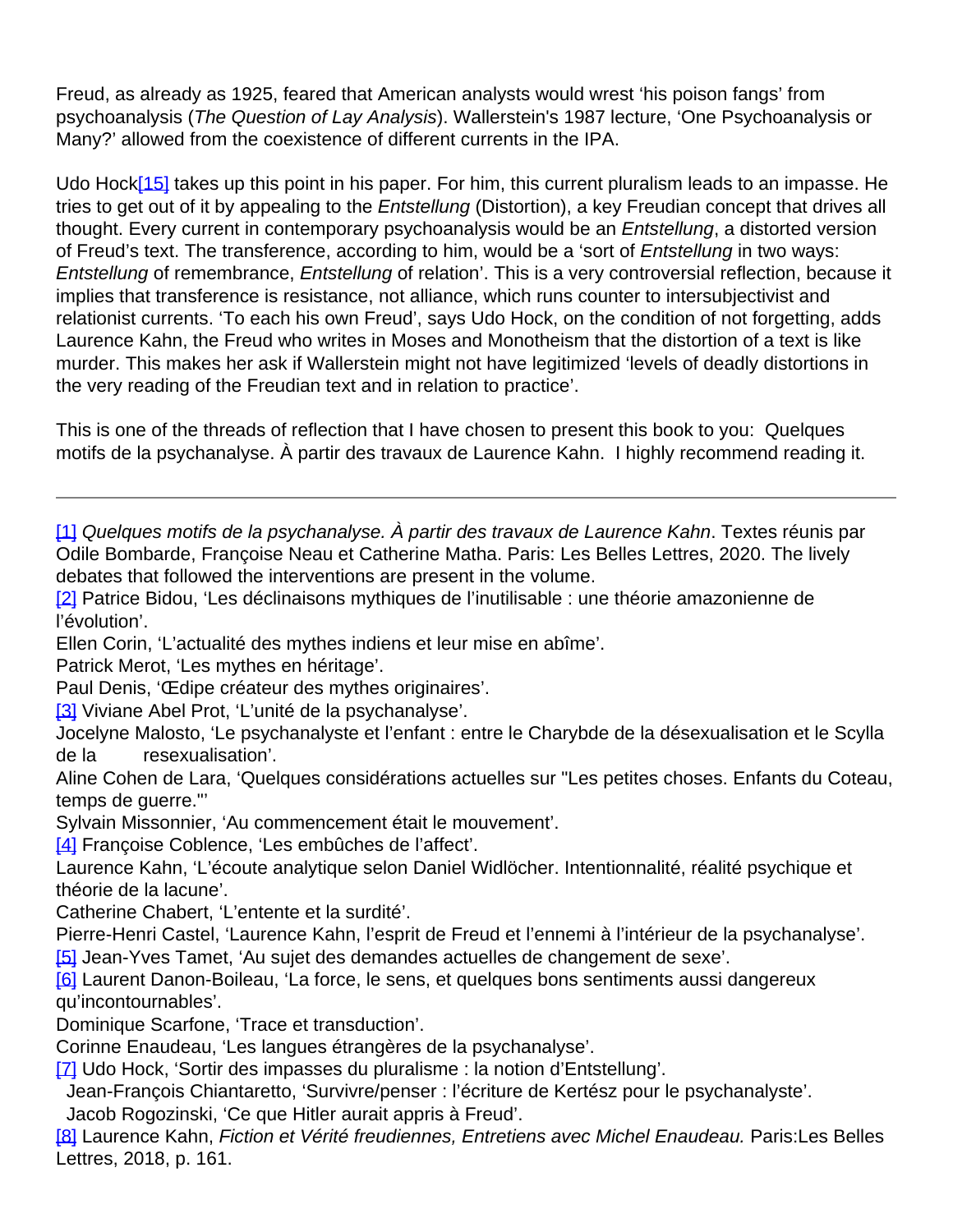Freud, as already as 1925, feared that American analysts would wrest 'his poison fangs' from psychoanalysis (*The Question of Lay Analysis*). Wallerstein's 1987 lecture, 'One Psychoanalysis or Many?' allowed from the coexistence of different currents in the IPA.

Udo Hock[15] takes up this point in his paper. For him, this current pluralism leads to an impasse. He tries to get out of it by appealing to the *Entstellung* (Distortion), a key Freudian concept that drives all thought. Every current in contemporary psychoanalysis would be an *Entstellung*, a distorted version of Freud's text. The transference, according to him, would be a 'sort of *Entstellung* in two ways: *Entstellung* of remembrance, *Entstellung* of relation'. This is a very controversial reflection, because it implies that transference is resistance, not alliance, which runs counter to intersubjectivist and relationist currents. 'To each his own Freud', says Udo Hock, on the condition of not forgetting, adds Laurence Kahn, the Freud who writes in Moses and Monotheism that the distortion of a text is like murder. This makes her ask if Wallerstein might not have legitimized 'levels of deadly distortions in the very reading of the Freudian text and in relation to practice'.

This is one of the threads of reflection that I have chosen to present this book to you: Quelques motifs de la psychanalyse. À partir des travaux de Laurence Kahn. I highly recommend reading it.

---

[1] *Quelques motifs de la psychanalyse. À partir des travaux de Laurence Kahn*. Textes réunis par Odile Bombarde, Françoise Neau et Catherine Matha. Paris: Les Belles Lettres, 2020. The lively debates that followed the interventions are present in the volume.
[2] Patrice Bidou, 'Les déclinaisons mythiques de l'inutilisable : une théorie amazonienne de l'évolution'.
Ellen Corin, 'L'actualité des mythes indiens et leur mise en abîme'.
Patrick Merot, 'Les mythes en héritage'.
Paul Denis, 'Œdipe créateur des mythes originaires'.
[3] Viviane Abel Prot, 'L'unité de la psychanalyse'.
Jocelyne Malosto, 'Le psychanalyste et l'enfant : entre le Charybde de la désexualisation et le Scylla de la resexualisation'.
Aline Cohen de Lara, 'Quelques considérations actuelles sur "Les petites choses. Enfants du Coteau, temps de guerre."'
Sylvain Missonnier, 'Au commencement était le mouvement'.
[4] Françoise Coblence, 'Les embûches de l'affect'.
Laurence Kahn, 'L'écoute analytique selon Daniel Widlöcher. Intentionnalité, réalité psychique et théorie de la lacune'.
Catherine Chabert, 'L'entente et la surdité'.
Pierre-Henri Castel, 'Laurence Kahn, l'esprit de Freud et l'ennemi à l'intérieur de la psychanalyse'.
[5] Jean-Yves Tamet, 'Au sujet des demandes actuelles de changement de sexe'.
[6] Laurent Danon-Boileau, 'La force, le sens, et quelques bons sentiments aussi dangereux qu'incontournables'.
Dominique Scarfone, 'Trace et transduction'.
Corinne Enaudeau, 'Les langues étrangères de la psychanalyse'.
[7] Udo Hock, 'Sortir des impasses du pluralisme : la notion d'Entstellung'.
Jean-François Chiantaretto, 'Survivre/penser : l'écriture de Kertész pour le psychanalyste'.
Jacob Rogozinski, 'Ce que Hitler aurait appris à Freud'.
[8] Laurence Kahn, *Fiction et Vérité freudiennes, Entretiens avec Michel Enaudeau.* Paris:Les Belles Lettres, 2018, p. 161.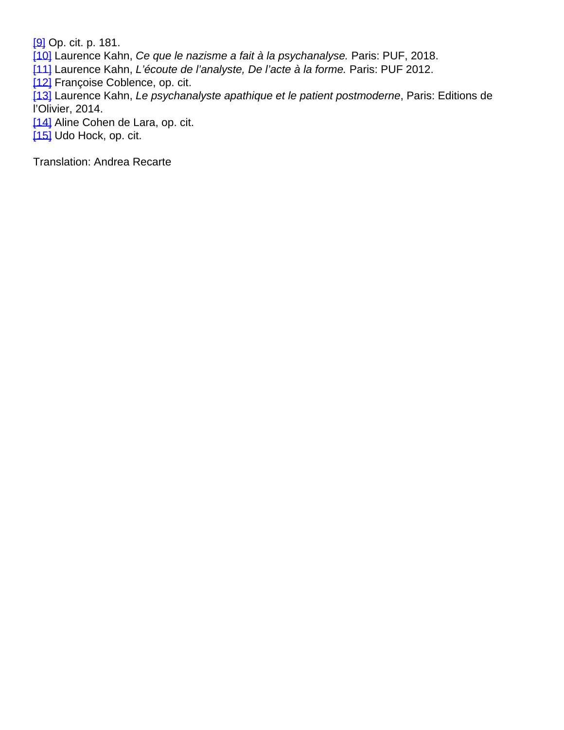[9] Op. cit. p. 181.
[10] Laurence Kahn, *Ce que le nazisme a fait à la psychanalyse.* Paris: PUF, 2018.
[11] Laurence Kahn, *L'écoute de l'analyste, De l'acte à la forme.* Paris: PUF 2012.
[12] Françoise Coblence, op. cit.
[13] Laurence Kahn, *Le psychanalyste apathique et le patient postmoderne*, Paris: Editions de l'Olivier, 2014.
[14] Aline Cohen de Lara, op. cit.
[15] Udo Hock, op. cit.

Translation: Andrea Recarte